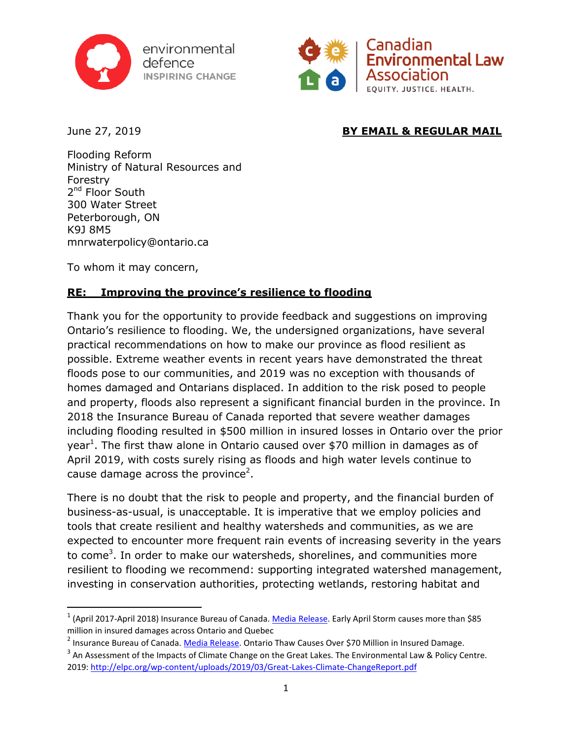environmental defence
INSPIRING CHANGE

Canadian Environmental Law Association
EQUITY. JUSTICE. HEALTH.

June 27, 2019 **BY EMAIL & REGULAR MAIL**

Flooding Reform
Ministry of Natural Resources and Forestry
2nd Floor South
300 Water Street
Peterborough, ON
K9J 8M5
mnrwaterpolicy@ontario.ca

To whom it may concern,

**RE: Improving the province's resilience to flooding**

Thank you for the opportunity to provide feedback and suggestions on improving Ontario's resilience to flooding. We, the undersigned organizations, have several practical recommendations on how to make our province as flood resilient as possible. Extreme weather events in recent years have demonstrated the threat floods pose to our communities, and 2019 was no exception with thousands of homes damaged and Ontarians displaced. In addition to the risk posed to people and property, floods also represent a significant financial burden in the province. In 2018 the Insurance Bureau of Canada reported that severe weather damages including flooding resulted in $500 million in insured losses in Ontario over the prior year[1]. The first thaw alone in Ontario caused over $70 million in damages as of April 2019, with costs surely rising as floods and high water levels continue to cause damage across the province[2].

There is no doubt that the risk to people and property, and the financial burden of business-as-usual, is unacceptable. It is imperative that we employ policies and tools that create resilient and healthy watersheds and communities, as we are expected to encounter more frequent rain events of increasing severity in the years to come[3]. In order to make our watersheds, shorelines, and communities more resilient to flooding we recommend: supporting integrated watershed management, investing in conservation authorities, protecting wetlands, restoring habitat and

---

[1] (April 2017-April 2018) Insurance Bureau of Canada. Media Release. Early April Storm causes more than $85 million in insured damages across Ontario and Quebec

[2] Insurance Bureau of Canada. Media Release. Ontario Thaw Causes Over $70 Million in Insured Damage.

[3] An Assessment of the Impacts of Climate Change on the Great Lakes. The Environmental Law & Policy Centre. 2019: http://elpc.org/wp-content/uploads/2019/03/Great-Lakes-Climate-ChangeReport.pdf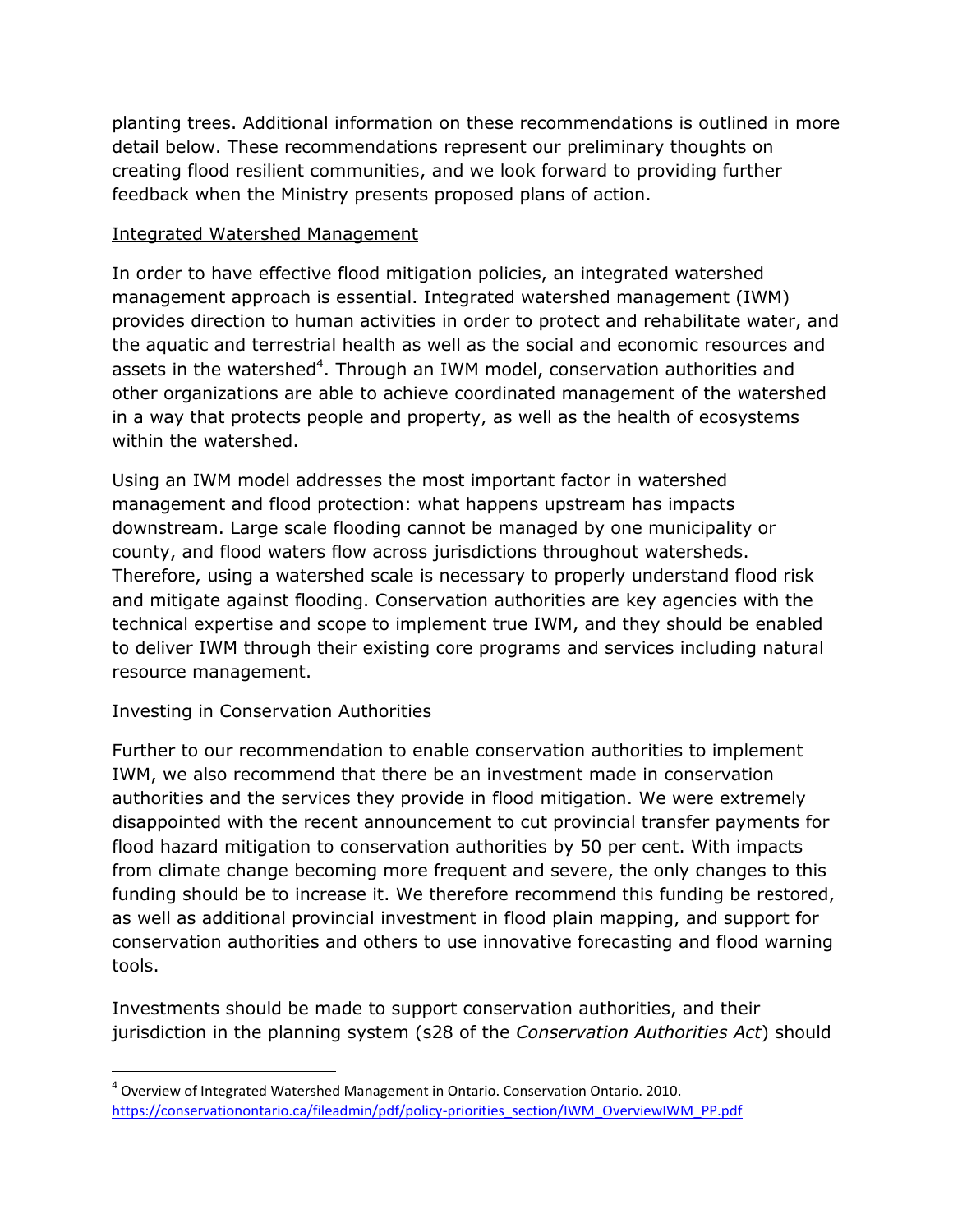planting trees. Additional information on these recommendations is outlined in more detail below. These recommendations represent our preliminary thoughts on creating flood resilient communities, and we look forward to providing further feedback when the Ministry presents proposed plans of action.

## Integrated Watershed Management

In order to have effective flood mitigation policies, an integrated watershed management approach is essential. Integrated watershed management (IWM) provides direction to human activities in order to protect and rehabilitate water, and the aquatic and terrestrial health as well as the social and economic resources and assets in the watershed[4]. Through an IWM model, conservation authorities and other organizations are able to achieve coordinated management of the watershed in a way that protects people and property, as well as the health of ecosystems within the watershed.

Using an IWM model addresses the most important factor in watershed management and flood protection: what happens upstream has impacts downstream. Large scale flooding cannot be managed by one municipality or county, and flood waters flow across jurisdictions throughout watersheds. Therefore, using a watershed scale is necessary to properly understand flood risk and mitigate against flooding. Conservation authorities are key agencies with the technical expertise and scope to implement true IWM, and they should be enabled to deliver IWM through their existing core programs and services including natural resource management.

## Investing in Conservation Authorities

Further to our recommendation to enable conservation authorities to implement IWM, we also recommend that there be an investment made in conservation authorities and the services they provide in flood mitigation. We were extremely disappointed with the recent announcement to cut provincial transfer payments for flood hazard mitigation to conservation authorities by 50 per cent. With impacts from climate change becoming more frequent and severe, the only changes to this funding should be to increase it. We therefore recommend this funding be restored, as well as additional provincial investment in flood plain mapping, and support for conservation authorities and others to use innovative forecasting and flood warning tools.

Investments should be made to support conservation authorities, and their jurisdiction in the planning system (s28 of the *Conservation Authorities Act*) should

---

[4] Overview of Integrated Watershed Management in Ontario. Conservation Ontario. 2010. https://conservationontario.ca/fileadmin/pdf/policy-priorities_section/IWM_OverviewIWM_PP.pdf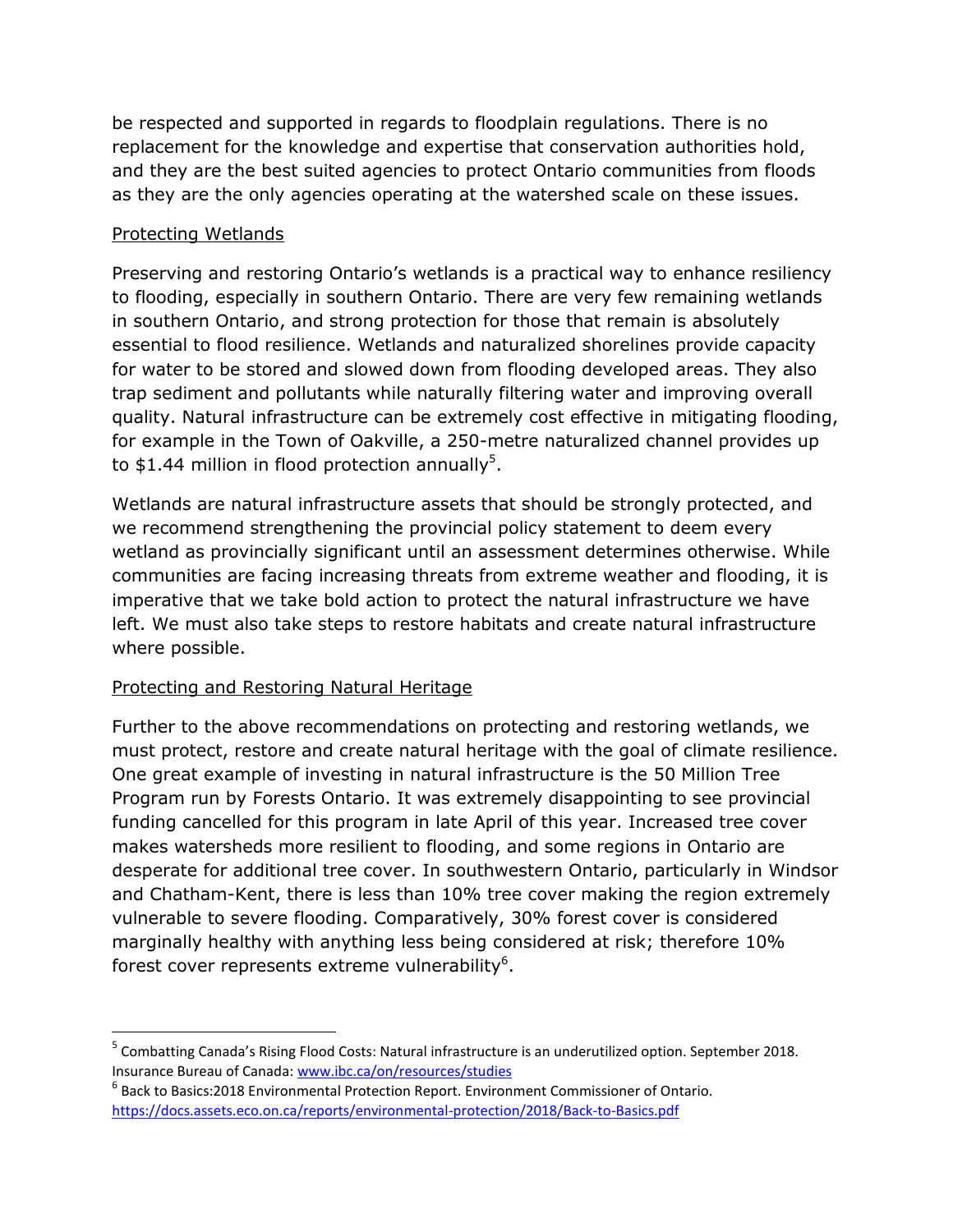be respected and supported in regards to floodplain regulations. There is no replacement for the knowledge and expertise that conservation authorities hold, and they are the best suited agencies to protect Ontario communities from floods as they are the only agencies operating at the watershed scale on these issues.

<u>Protecting Wetlands</u>

Preserving and restoring Ontario's wetlands is a practical way to enhance resiliency to flooding, especially in southern Ontario. There are very few remaining wetlands in southern Ontario, and strong protection for those that remain is absolutely essential to flood resilience. Wetlands and naturalized shorelines provide capacity for water to be stored and slowed down from flooding developed areas. They also trap sediment and pollutants while naturally filtering water and improving overall quality. Natural infrastructure can be extremely cost effective in mitigating flooding, for example in the Town of Oakville, a 250-metre naturalized channel provides up to $1.44 million in flood protection annually[5].

Wetlands are natural infrastructure assets that should be strongly protected, and we recommend strengthening the provincial policy statement to deem every wetland as provincially significant until an assessment determines otherwise. While communities are facing increasing threats from extreme weather and flooding, it is imperative that we take bold action to protect the natural infrastructure we have left. We must also take steps to restore habitats and create natural infrastructure where possible.

<u>Protecting and Restoring Natural Heritage</u>

Further to the above recommendations on protecting and restoring wetlands, we must protect, restore and create natural heritage with the goal of climate resilience. One great example of investing in natural infrastructure is the 50 Million Tree Program run by Forests Ontario. It was extremely disappointing to see provincial funding cancelled for this program in late April of this year. Increased tree cover makes watersheds more resilient to flooding, and some regions in Ontario are desperate for additional tree cover. In southwestern Ontario, particularly in Windsor and Chatham-Kent, there is less than 10% tree cover making the region extremely vulnerable to severe flooding. Comparatively, 30% forest cover is considered marginally healthy with anything less being considered at risk; therefore 10% forest cover represents extreme vulnerability[6].

---

[5] Combatting Canada's Rising Flood Costs: Natural infrastructure is an underutilized option. September 2018. Insurance Bureau of Canada: www.ibc.ca/on/resources/studies

[6] Back to Basics:2018 Environmental Protection Report. Environment Commissioner of Ontario. https://docs.assets.eco.on.ca/reports/environmental-protection/2018/Back-to-Basics.pdf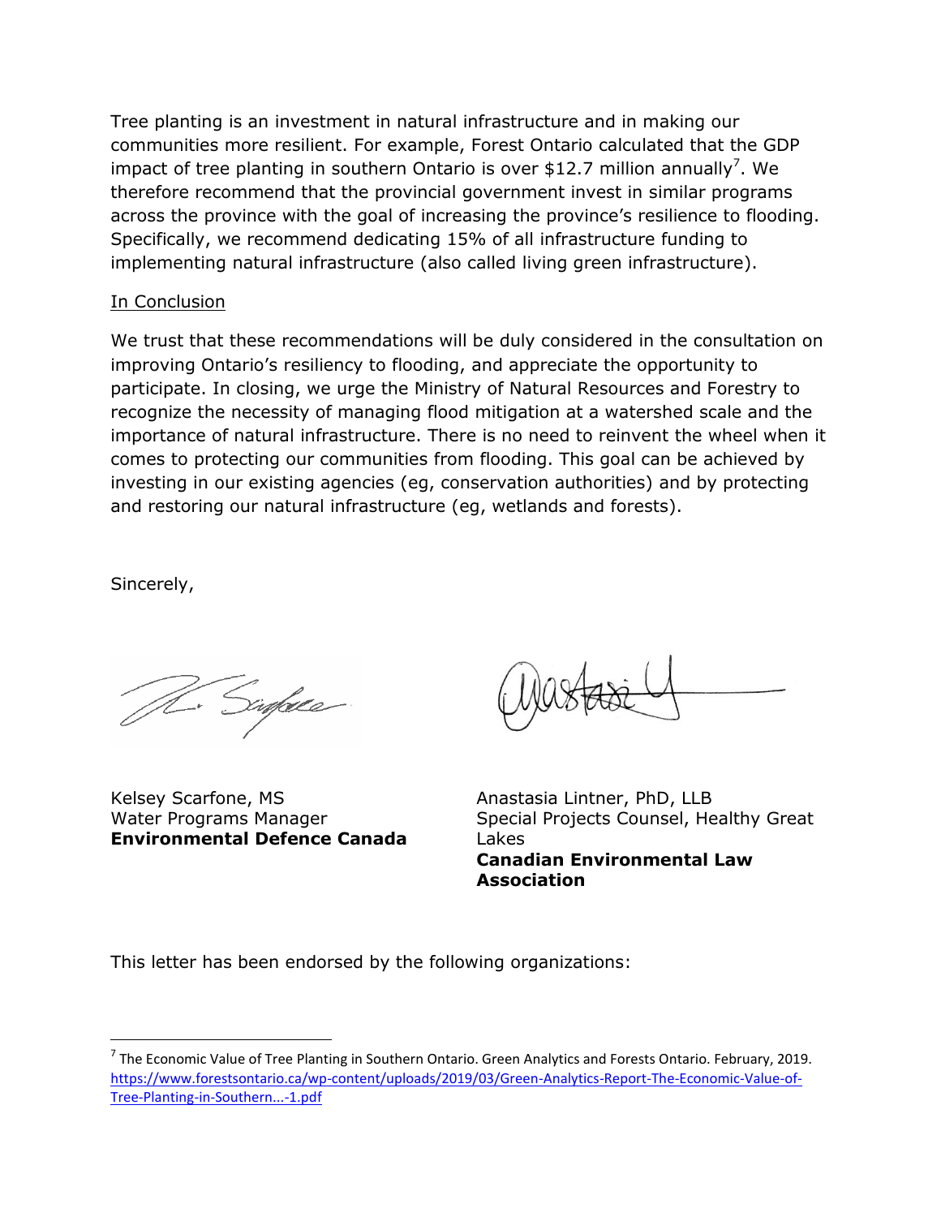Tree planting is an investment in natural infrastructure and in making our communities more resilient. For example, Forest Ontario calculated that the GDP impact of tree planting in southern Ontario is over $12.7 million annually[7]. We therefore recommend that the provincial government invest in similar programs across the province with the goal of increasing the province's resilience to flooding. Specifically, we recommend dedicating 15% of all infrastructure funding to implementing natural infrastructure (also called living green infrastructure).

In Conclusion

We trust that these recommendations will be duly considered in the consultation on improving Ontario's resiliency to flooding, and appreciate the opportunity to participate. In closing, we urge the Ministry of Natural Resources and Forestry to recognize the necessity of managing flood mitigation at a watershed scale and the importance of natural infrastructure. There is no need to reinvent the wheel when it comes to protecting our communities from flooding. This goal can be achieved by investing in our existing agencies (eg, conservation authorities) and by protecting and restoring our natural infrastructure (eg, wetlands and forests).

Sincerely,

Kelsey Scarfone, MS
Water Programs Manager
**Environmental Defence Canada**

Anastasia Lintner, PhD, LLB
Special Projects Counsel, Healthy Great Lakes
**Canadian Environmental Law Association**

This letter has been endorsed by the following organizations:

---

[7] The Economic Value of Tree Planting in Southern Ontario. Green Analytics and Forests Ontario. February, 2019. https://www.forestsontario.ca/wp-content/uploads/2019/03/Green-Analytics-Report-The-Economic-Value-of-Tree-Planting-in-Southern...-1.pdf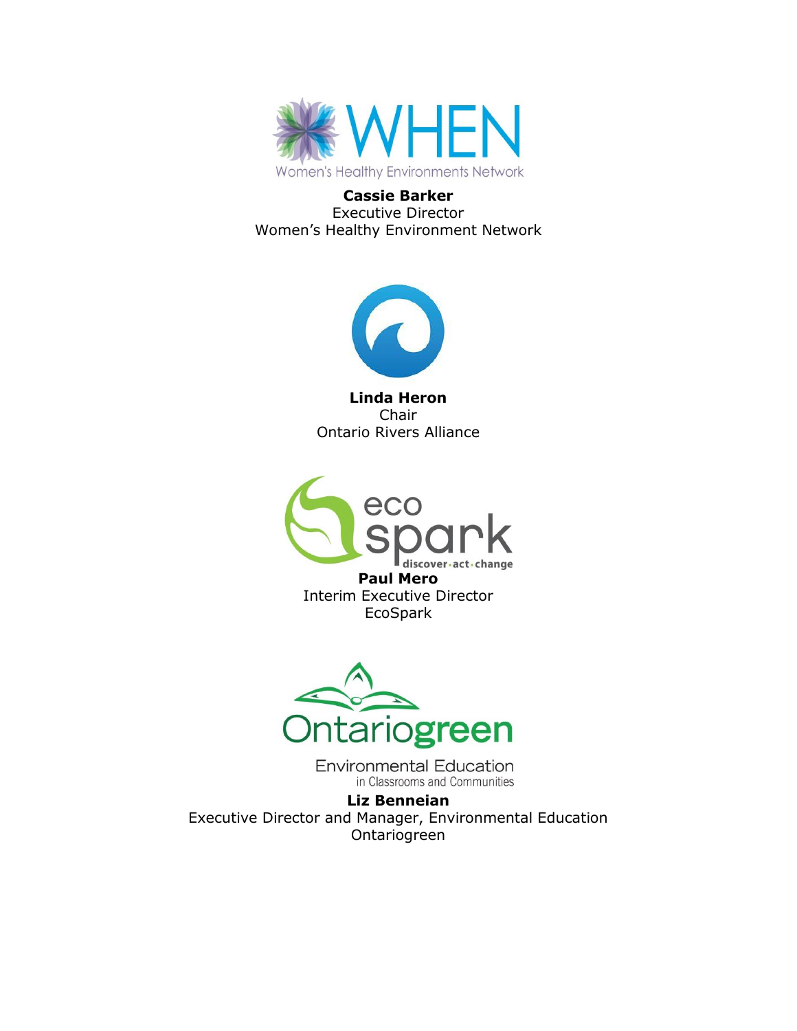**Cassie Barker**
Executive Director
Women's Healthy Environment Network

**Linda Heron**
Chair
Ontario Rivers Alliance

**Paul Mero**
Interim Executive Director
EcoSpark

**Liz Benneian**
Executive Director and Manager, Environmental Education
Ontariogreen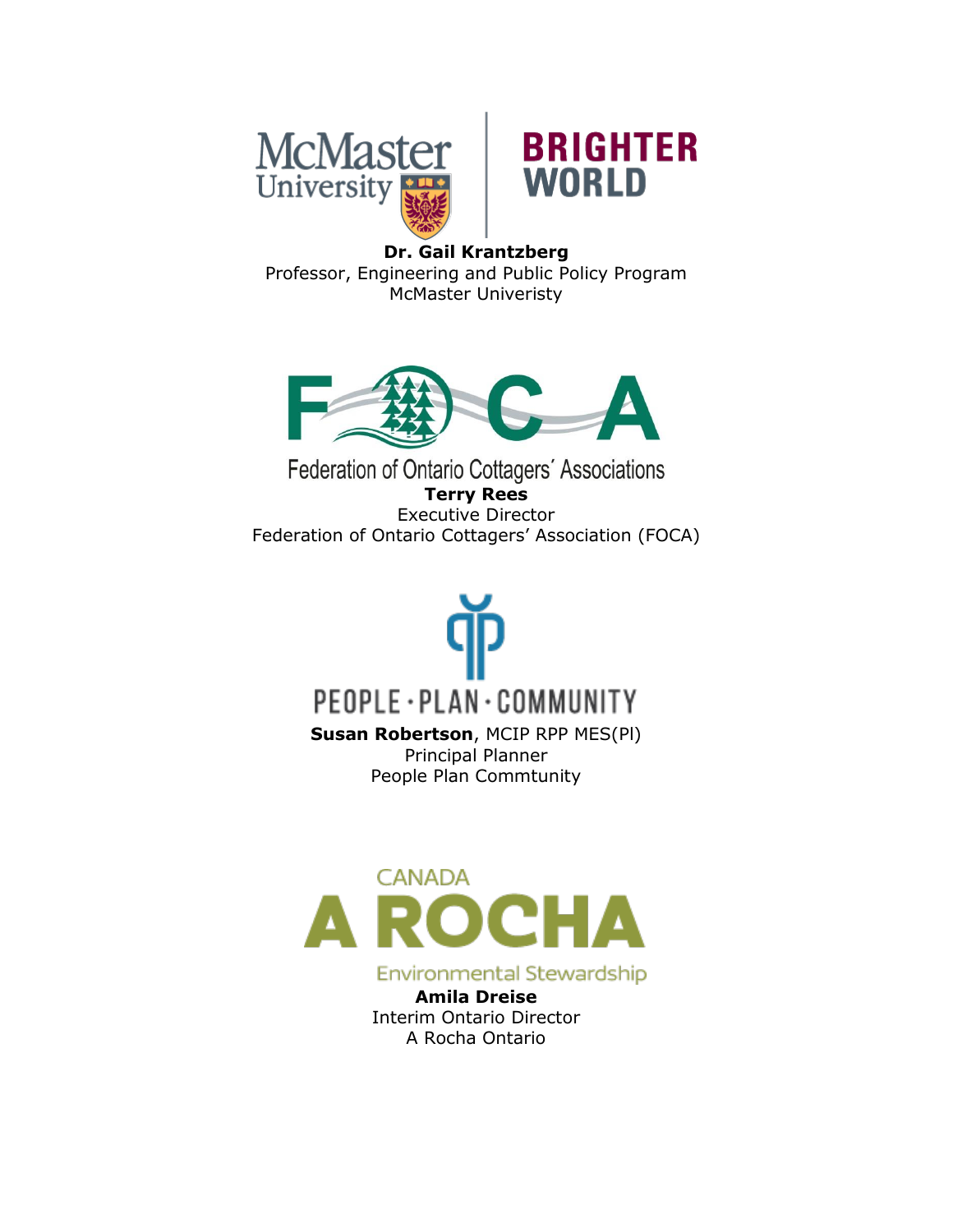McMaster University | BRIGHTER WORLD

**Dr. Gail Krantzberg**
Professor, Engineering and Public Policy Program
McMaster Univeristy

FOCA
Federation of Ontario Cottagers' Associations

**Terry Rees**
Executive Director
Federation of Ontario Cottagers' Association (FOCA)

PEOPLE · PLAN · COMMUNITY

**Susan Robertson**, MCIP RPP MES(Pl)
Principal Planner
People Plan Commtunity

CANADA
A ROCHA
Environmental Stewardship

**Amila Dreise**
Interim Ontario Director
A Rocha Ontario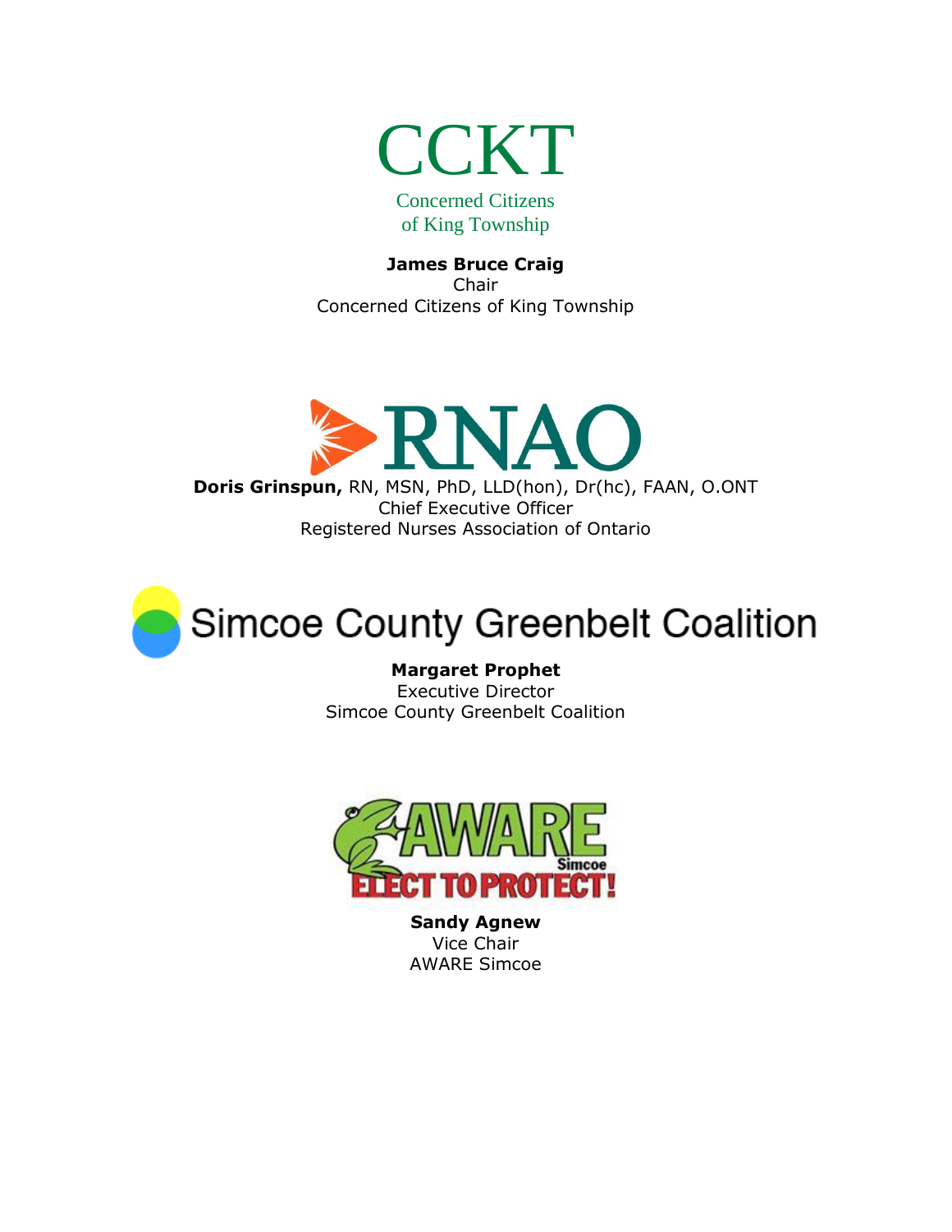CCKT

Concerned Citizens
of King Township

**James Bruce Craig**
Chair
Concerned Citizens of King Township

RNAO

**Doris Grinspun,** RN, MSN, PhD, LLD(hon), Dr(hc), FAAN, O.ONT
Chief Executive Officer
Registered Nurses Association of Ontario

Simcoe County Greenbelt Coalition

**Margaret Prophet**
Executive Director
Simcoe County Greenbelt Coalition

AWARE Simcoe
ELECT TO PROTECT!

**Sandy Agnew**
Vice Chair
AWARE Simcoe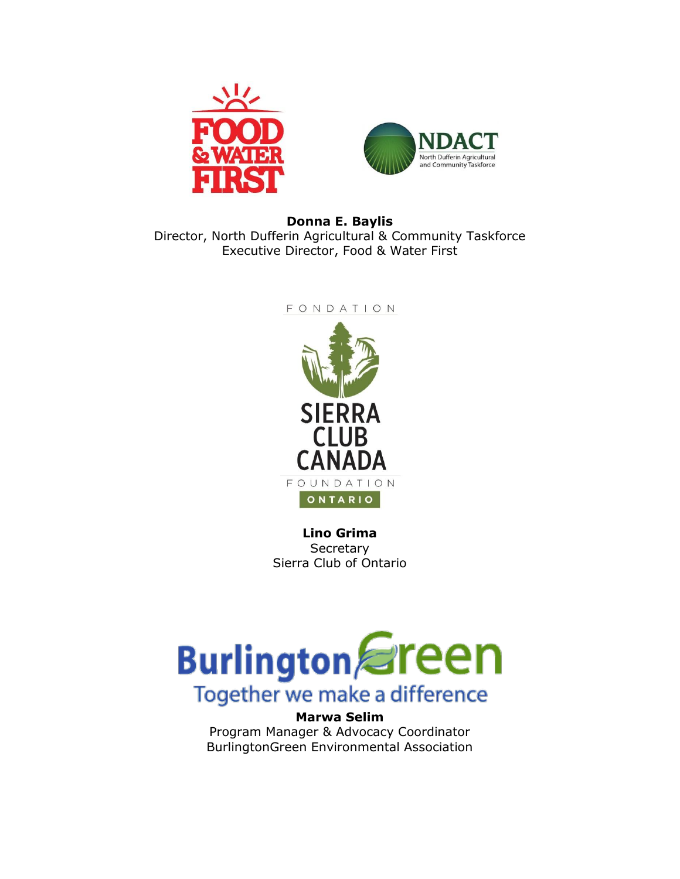**Donna E. Baylis**
Director, North Dufferin Agricultural & Community Taskforce
Executive Director, Food & Water First

**Lino Grima**
Secretary
Sierra Club of Ontario

**Marwa Selim**
Program Manager & Advocacy Coordinator
BurlingtonGreen Environmental Association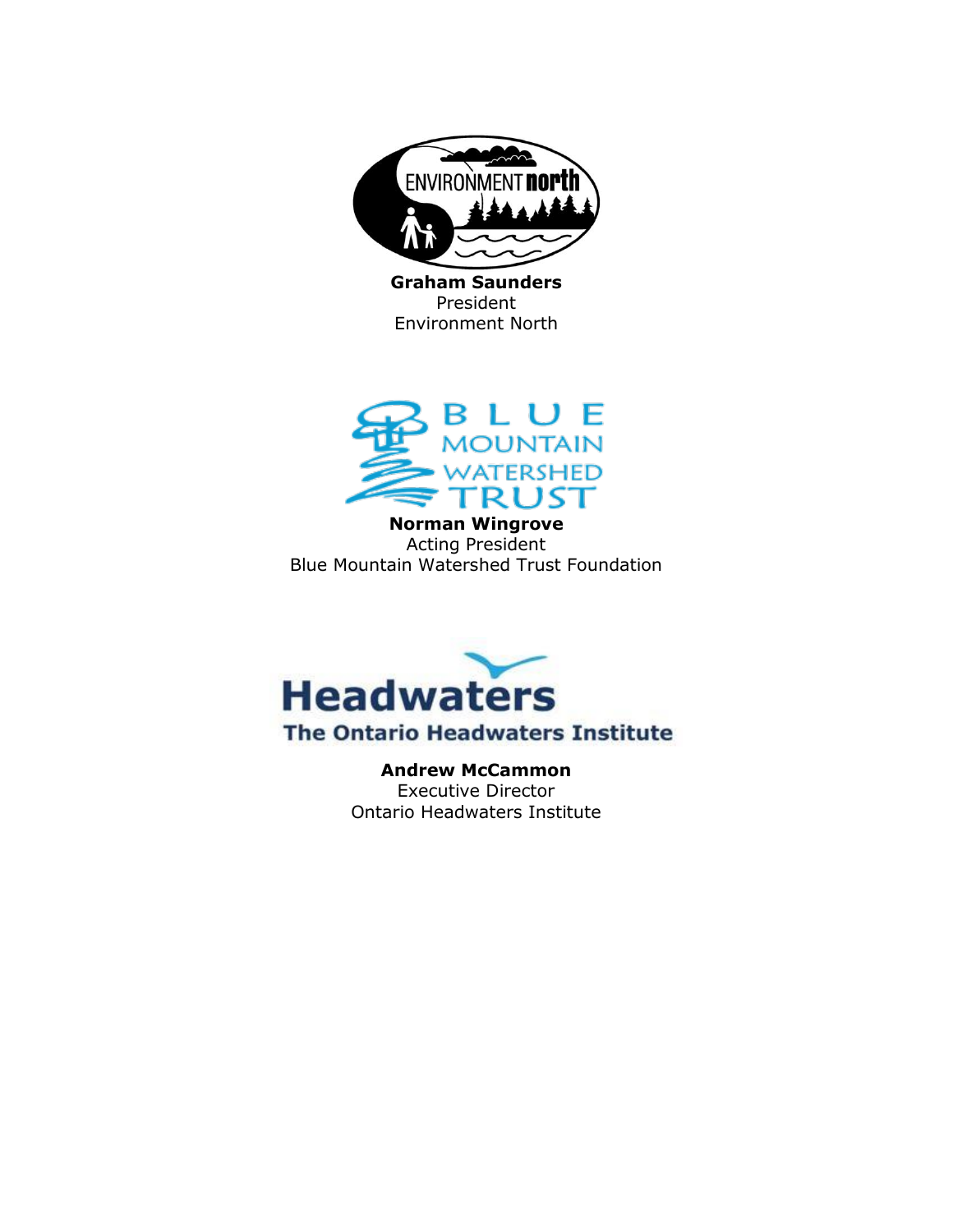**Graham Saunders**
President
Environment North

**Norman Wingrove**
Acting President
Blue Mountain Watershed Trust Foundation

**Andrew McCammon**
Executive Director
Ontario Headwaters Institute